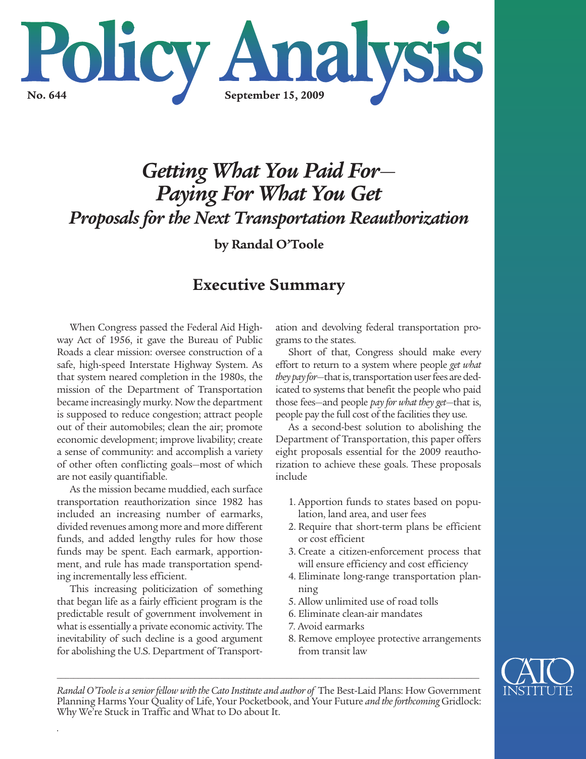# Policy Analysis

**No. 644** **September 15, 2009**

## *Getting What You Paid For— Paying For What You Get*

### *Proposals for the Next Transportation Reauthorization*

**by Randal O'Toole**

## Executive Summary

When Congress passed the Federal Aid Highway Act of 1956, it gave the Bureau of Public Roads a clear mission: oversee construction of a safe, high-speed Interstate Highway System. As that system neared completion in the 1980s, the mission of the Department of Transportation became increasingly murky. Now the department is supposed to reduce congestion; attract people out of their automobiles; clean the air; promote economic development; improve livability; create a sense of community: and accomplish a variety of other often conflicting goals—most of which are not easily quantifiable.

As the mission became muddied, each surface transportation reauthorization since 1982 has included an increasing number of earmarks, divided revenues among more and more different funds, and added lengthy rules for how those funds may be spent. Each earmark, apportionment, and rule has made transportation spending incrementally less efficient.

This increasing politicization of something that began life as a fairly efficient program is the predictable result of government involvement in what is essentially a private economic activity. The inevitability of such decline is a good argument for abolishing the U.S. Department of Transportation and devolving federal transportation programs to the states.

Short of that, Congress should make every effort to return to a system where people *get what they pay for*—that is, transportation user fees are dedicated to systems that benefit the people who paid those fees—and people *pay for what they get*—that is, people pay the full cost of the facilities they use.

As a second-best solution to abolishing the Department of Transportation, this paper offers eight proposals essential for the 2009 reauthorization to achieve these goals. These proposals include

1. Apportion funds to states based on population, land area, and user fees
2. Require that short-term plans be efficient or cost efficient
3. Create a citizen-enforcement process that will ensure efficiency and cost efficiency
4. Eliminate long-range transportation planning
5. Allow unlimited use of road tolls
6. Eliminate clean-air mandates
7. Avoid earmarks
8. Remove employee protective arrangements from transit law

---

*Randal O'Toole is a senior fellow with the Cato Institute and author of* The Best-Laid Plans: How Government Planning Harms Your Quality of Life, Your Pocketbook, and Your Future *and the forthcoming* Gridlock: Why We're Stuck in Traffic and What to Do about It.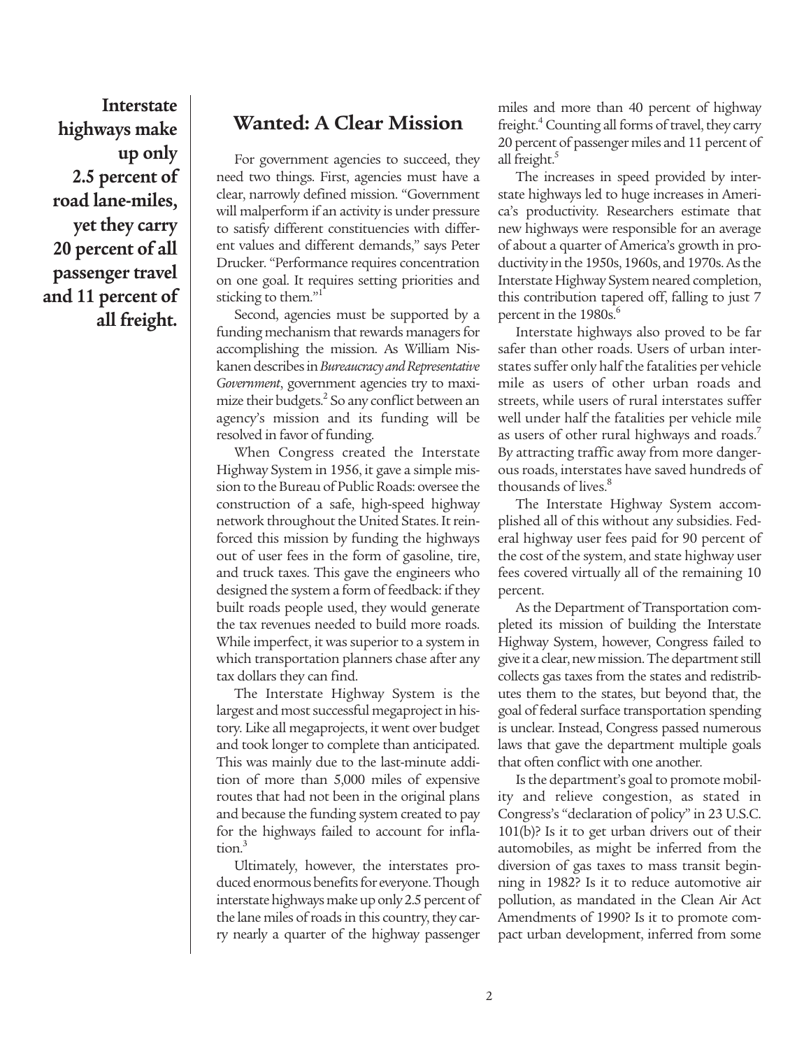**Interstate highways make up only 2.5 percent of road lane-miles, yet they carry 20 percent of all passenger travel and 11 percent of all freight.**

## Wanted: A Clear Mission

For government agencies to succeed, they need two things. First, agencies must have a clear, narrowly defined mission. "Government will malperform if an activity is under pressure to satisfy different constituencies with different values and different demands," says Peter Drucker. "Performance requires concentration on one goal. It requires setting priorities and sticking to them."[1]

Second, agencies must be supported by a funding mechanism that rewards managers for accomplishing the mission. As William Niskanen describes in *Bureaucracy and Representative Government*, government agencies try to maximize their budgets.[2] So any conflict between an agency's mission and its funding will be resolved in favor of funding.

When Congress created the Interstate Highway System in 1956, it gave a simple mission to the Bureau of Public Roads: oversee the construction of a safe, high-speed highway network throughout the United States. It reinforced this mission by funding the highways out of user fees in the form of gasoline, tire, and truck taxes. This gave the engineers who designed the system a form of feedback: if they built roads people used, they would generate the tax revenues needed to build more roads. While imperfect, it was superior to a system in which transportation planners chase after any tax dollars they can find.

The Interstate Highway System is the largest and most successful megaproject in history. Like all megaprojects, it went over budget and took longer to complete than anticipated. This was mainly due to the last-minute addition of more than 5,000 miles of expensive routes that had not been in the original plans and because the funding system created to pay for the highways failed to account for inflation.[3]

Ultimately, however, the interstates produced enormous benefits for everyone. Though interstate highways make up only 2.5 percent of the lane miles of roads in this country, they carry nearly a quarter of the highway passenger miles and more than 40 percent of highway freight.[4] Counting all forms of travel, they carry 20 percent of passenger miles and 11 percent of all freight.[5]

The increases in speed provided by interstate highways led to huge increases in America's productivity. Researchers estimate that new highways were responsible for an average of about a quarter of America's growth in productivity in the 1950s, 1960s, and 1970s. As the Interstate Highway System neared completion, this contribution tapered off, falling to just 7 percent in the 1980s.[6]

Interstate highways also proved to be far safer than other roads. Users of urban interstates suffer only half the fatalities per vehicle mile as users of other urban roads and streets, while users of rural interstates suffer well under half the fatalities per vehicle mile as users of other rural highways and roads.[7] By attracting traffic away from more dangerous roads, interstates have saved hundreds of thousands of lives.[8]

The Interstate Highway System accomplished all of this without any subsidies. Federal highway user fees paid for 90 percent of the cost of the system, and state highway user fees covered virtually all of the remaining 10 percent.

As the Department of Transportation completed its mission of building the Interstate Highway System, however, Congress failed to give it a clear, new mission. The department still collects gas taxes from the states and redistributes them to the states, but beyond that, the goal of federal surface transportation spending is unclear. Instead, Congress passed numerous laws that gave the department multiple goals that often conflict with one another.

Is the department's goal to promote mobility and relieve congestion, as stated in Congress's "declaration of policy" in 23 U.S.C. 101(b)? Is it to get urban drivers out of their automobiles, as might be inferred from the diversion of gas taxes to mass transit beginning in 1982? Is it to reduce automotive air pollution, as mandated in the Clean Air Act Amendments of 1990? Is it to promote compact urban development, inferred from some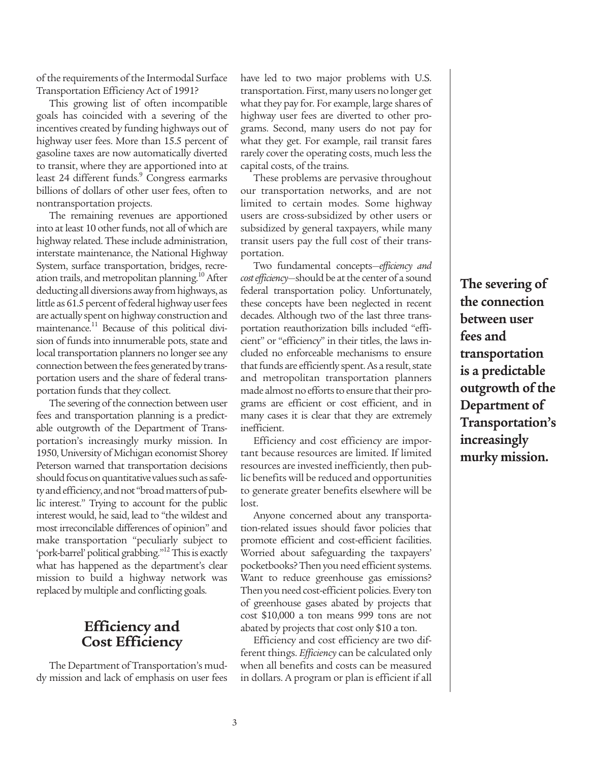of the requirements of the Intermodal Surface Transportation Efficiency Act of 1991?

This growing list of often incompatible goals has coincided with a severing of the incentives created by funding highways out of highway user fees. More than 15.5 percent of gasoline taxes are now automatically diverted to transit, where they are apportioned into at least 24 different funds.[9] Congress earmarks billions of dollars of other user fees, often to nontransportation projects.

The remaining revenues are apportioned into at least 10 other funds, not all of which are highway related. These include administration, interstate maintenance, the National Highway System, surface transportation, bridges, recreation trails, and metropolitan planning.[10] After deducting all diversions away from highways, as little as 61.5 percent of federal highway user fees are actually spent on highway construction and maintenance.[11] Because of this political division of funds into innumerable pots, state and local transportation planners no longer see any connection between the fees generated by transportation users and the share of federal transportation funds that they collect.

The severing of the connection between user fees and transportation planning is a predictable outgrowth of the Department of Transportation's increasingly murky mission. In 1950, University of Michigan economist Shorey Peterson warned that transportation decisions should focus on quantitative values such as safety and efficiency, and not "broad matters of public interest." Trying to account for the public interest would, he said, lead to "the wildest and most irreconcilable differences of opinion" and make transportation "peculiarly subject to 'pork-barrel' political grabbing."[12] This is exactly what has happened as the department's clear mission to build a highway network was replaced by multiple and conflicting goals.

## Efficiency and Cost Efficiency

The Department of Transportation's muddy mission and lack of emphasis on user fees have led to two major problems with U.S. transportation. First, many users no longer get what they pay for. For example, large shares of highway user fees are diverted to other programs. Second, many users do not pay for what they get. For example, rail transit fares rarely cover the operating costs, much less the capital costs, of the trains.

These problems are pervasive throughout our transportation networks, and are not limited to certain modes. Some highway users are cross-subsidized by other users or subsidized by general taxpayers, while many transit users pay the full cost of their transportation.

Two fundamental concepts—*efficiency and cost efficiency*—should be at the center of a sound federal transportation policy. Unfortunately, these concepts have been neglected in recent decades. Although two of the last three transportation reauthorization bills included "efficient" or "efficiency" in their titles, the laws included no enforceable mechanisms to ensure that funds are efficiently spent. As a result, state and metropolitan transportation planners made almost no efforts to ensure that their programs are efficient or cost efficient, and in many cases it is clear that they are extremely inefficient.

Efficiency and cost efficiency are important because resources are limited. If limited resources are invested inefficiently, then public benefits will be reduced and opportunities to generate greater benefits elsewhere will be lost.

Anyone concerned about any transportation-related issues should favor policies that promote efficient and cost-efficient facilities. Worried about safeguarding the taxpayers' pocketbooks? Then you need efficient systems. Want to reduce greenhouse gas emissions? Then you need cost-efficient policies. Every ton of greenhouse gases abated by projects that cost $10,000 a ton means 999 tons are not abated by projects that cost only $10 a ton.

Efficiency and cost efficiency are two different things. *Efficiency* can be calculated only when all benefits and costs can be measured in dollars. A program or plan is efficient if all

**The severing of the connection between user fees and transportation is a predictable outgrowth of the Department of Transportation's increasingly murky mission.**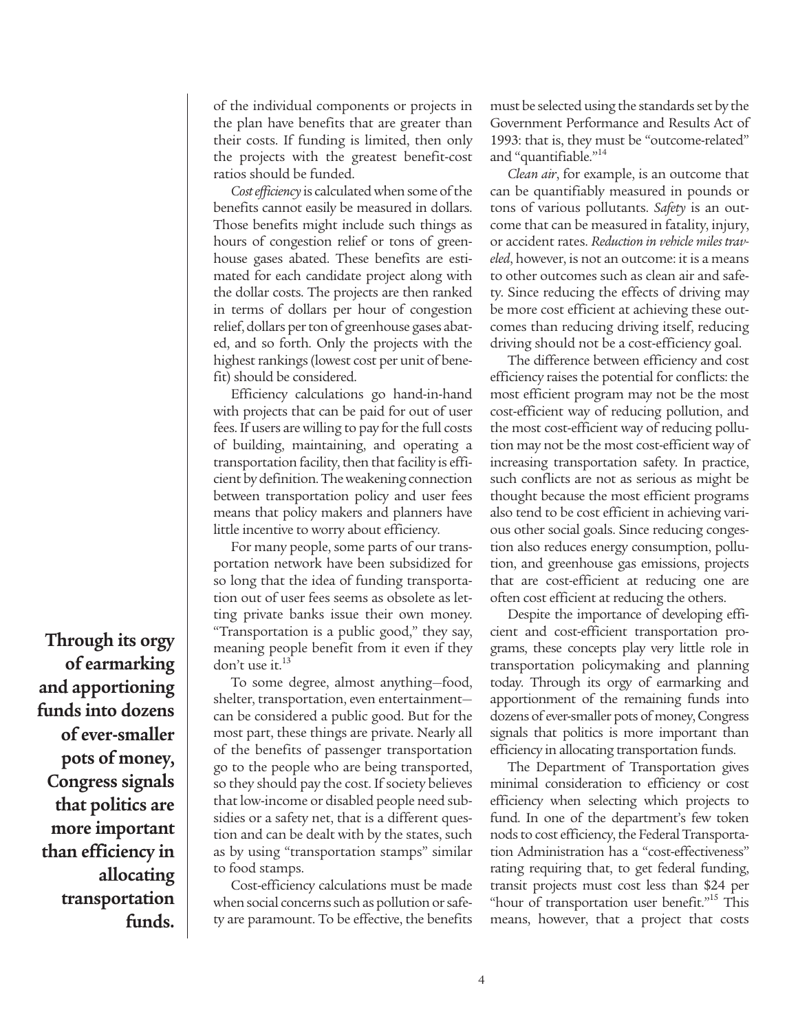of the individual components or projects in the plan have benefits that are greater than their costs. If funding is limited, then only the projects with the greatest benefit-cost ratios should be funded.

*Cost efficiency* is calculated when some of the benefits cannot easily be measured in dollars. Those benefits might include such things as hours of congestion relief or tons of greenhouse gases abated. These benefits are estimated for each candidate project along with the dollar costs. The projects are then ranked in terms of dollars per hour of congestion relief, dollars per ton of greenhouse gases abated, and so forth. Only the projects with the highest rankings (lowest cost per unit of benefit) should be considered.

Efficiency calculations go hand-in-hand with projects that can be paid for out of user fees. If users are willing to pay for the full costs of building, maintaining, and operating a transportation facility, then that facility is efficient by definition. The weakening connection between transportation policy and user fees means that policy makers and planners have little incentive to worry about efficiency.

For many people, some parts of our transportation network have been subsidized for so long that the idea of funding transportation out of user fees seems as obsolete as letting private banks issue their own money. "Transportation is a public good," they say, meaning people benefit from it even if they don't use it.[13]

**Through its orgy of earmarking and apportioning funds into dozens of ever-smaller pots of money, Congress signals that politics are more important than efficiency in allocating transportation funds.**

To some degree, almost anything—food, shelter, transportation, even entertainment—can be considered a public good. But for the most part, these things are private. Nearly all of the benefits of passenger transportation go to the people who are being transported, so they should pay the cost. If society believes that low-income or disabled people need subsidies or a safety net, that is a different question and can be dealt with by the states, such as by using "transportation stamps" similar to food stamps.

Cost-efficiency calculations must be made when social concerns such as pollution or safety are paramount. To be effective, the benefits must be selected using the standards set by the Government Performance and Results Act of 1993: that is, they must be "outcome-related" and "quantifiable."[14]

*Clean air*, for example, is an outcome that can be quantifiably measured in pounds or tons of various pollutants. *Safety* is an outcome that can be measured in fatality, injury, or accident rates. *Reduction in vehicle miles traveled*, however, is not an outcome: it is a means to other outcomes such as clean air and safety. Since reducing the effects of driving may be more cost efficient at achieving these outcomes than reducing driving itself, reducing driving should not be a cost-efficiency goal.

The difference between efficiency and cost efficiency raises the potential for conflicts: the most efficient program may not be the most cost-efficient way of reducing pollution, and the most cost-efficient way of reducing pollution may not be the most cost-efficient way of increasing transportation safety. In practice, such conflicts are not as serious as might be thought because the most efficient programs also tend to be cost efficient in achieving various other social goals. Since reducing congestion also reduces energy consumption, pollution, and greenhouse gas emissions, projects that are cost-efficient at reducing one are often cost efficient at reducing the others.

Despite the importance of developing efficient and cost-efficient transportation programs, these concepts play very little role in transportation policymaking and planning today. Through its orgy of earmarking and apportionment of the remaining funds into dozens of ever-smaller pots of money, Congress signals that politics is more important than efficiency in allocating transportation funds.

The Department of Transportation gives minimal consideration to efficiency or cost efficiency when selecting which projects to fund. In one of the department's few token nods to cost efficiency, the Federal Transportation Administration has a "cost-effectiveness" rating requiring that, to get federal funding, transit projects must cost less than $24 per "hour of transportation user benefit."[15] This means, however, that a project that costs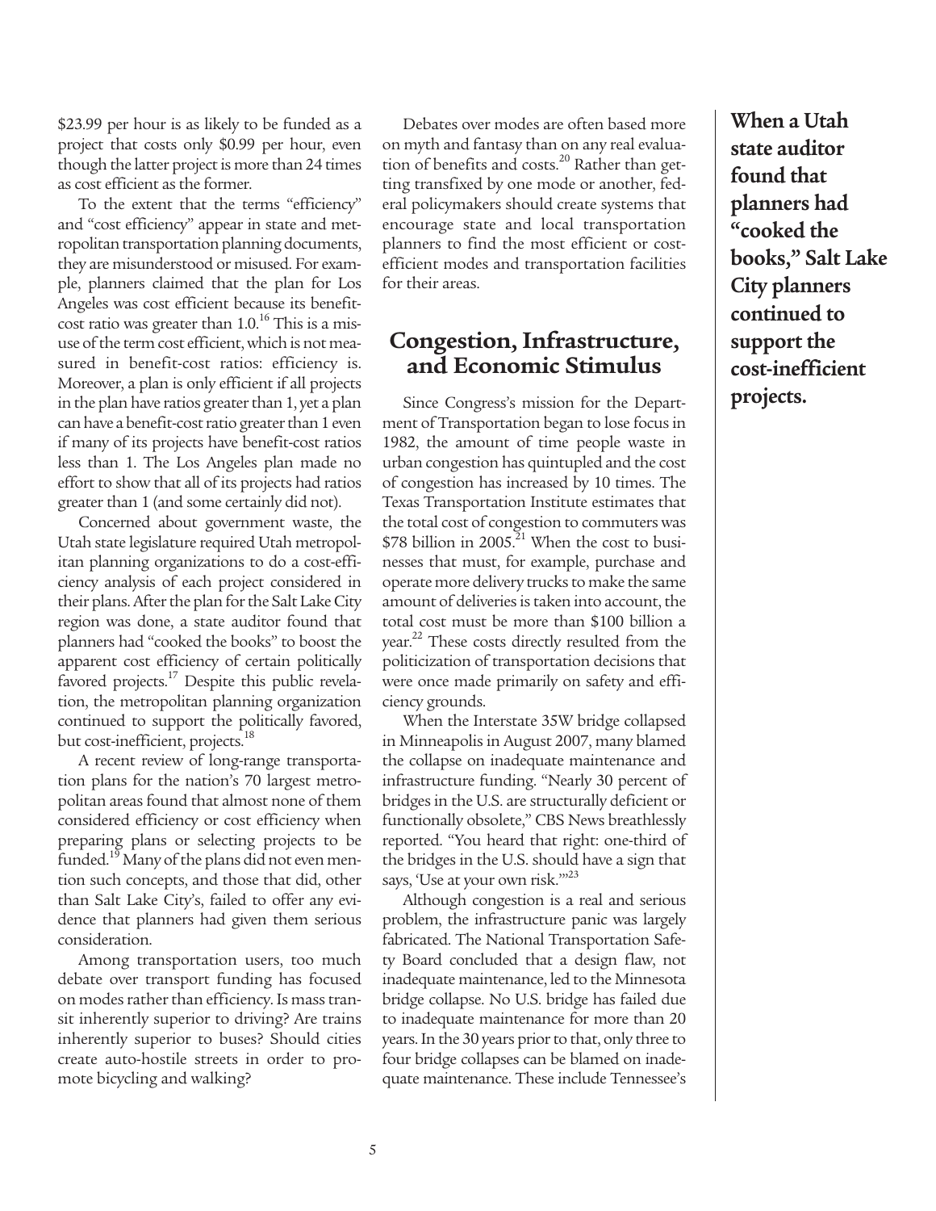$23.99 per hour is as likely to be funded as a project that costs only $0.99 per hour, even though the latter project is more than 24 times as cost efficient as the former.

To the extent that the terms "efficiency" and "cost efficiency" appear in state and metropolitan transportation planning documents, they are misunderstood or misused. For example, planners claimed that the plan for Los Angeles was cost efficient because its benefit-cost ratio was greater than 1.0.[16] This is a misuse of the term cost efficient, which is not measured in benefit-cost ratios: efficiency is. Moreover, a plan is only efficient if all projects in the plan have ratios greater than 1, yet a plan can have a benefit-cost ratio greater than 1 even if many of its projects have benefit-cost ratios less than 1. The Los Angeles plan made no effort to show that all of its projects had ratios greater than 1 (and some certainly did not).

Concerned about government waste, the Utah state legislature required Utah metropolitan planning organizations to do a cost-efficiency analysis of each project considered in their plans. After the plan for the Salt Lake City region was done, a state auditor found that planners had "cooked the books" to boost the apparent cost efficiency of certain politically favored projects.[17] Despite this public revelation, the metropolitan planning organization continued to support the politically favored, but cost-inefficient, projects.[18]

A recent review of long-range transportation plans for the nation's 70 largest metropolitan areas found that almost none of them considered efficiency or cost efficiency when preparing plans or selecting projects to be funded.[19] Many of the plans did not even mention such concepts, and those that did, other than Salt Lake City's, failed to offer any evidence that planners had given them serious consideration.

Among transportation users, too much debate over transport funding has focused on modes rather than efficiency. Is mass transit inherently superior to driving? Are trains inherently superior to buses? Should cities create auto-hostile streets in order to promote bicycling and walking?

Debates over modes are often based more on myth and fantasy than on any real evaluation of benefits and costs.[20] Rather than getting transfixed by one mode or another, federal policymakers should create systems that encourage state and local transportation planners to find the most efficient or cost-efficient modes and transportation facilities for their areas.

## Congestion, Infrastructure, and Economic Stimulus

Since Congress's mission for the Department of Transportation began to lose focus in 1982, the amount of time people waste in urban congestion has quintupled and the cost of congestion has increased by 10 times. The Texas Transportation Institute estimates that the total cost of congestion to commuters was $78 billion in 2005.[21] When the cost to businesses that must, for example, purchase and operate more delivery trucks to make the same amount of deliveries is taken into account, the total cost must be more than $100 billion a year.[22] These costs directly resulted from the politicization of transportation decisions that were once made primarily on safety and efficiency grounds.

When the Interstate 35W bridge collapsed in Minneapolis in August 2007, many blamed the collapse on inadequate maintenance and infrastructure funding. "Nearly 30 percent of bridges in the U.S. are structurally deficient or functionally obsolete," CBS News breathlessly reported. "You heard that right: one-third of the bridges in the U.S. should have a sign that says, 'Use at your own risk.'"[23]

Although congestion is a real and serious problem, the infrastructure panic was largely fabricated. The National Transportation Safety Board concluded that a design flaw, not inadequate maintenance, led to the Minnesota bridge collapse. No U.S. bridge has failed due to inadequate maintenance for more than 20 years. In the 30 years prior to that, only three to four bridge collapses can be blamed on inadequate maintenance. These include Tennessee's

**When a Utah state auditor found that planners had "cooked the books," Salt Lake City planners continued to support the cost-inefficient projects.**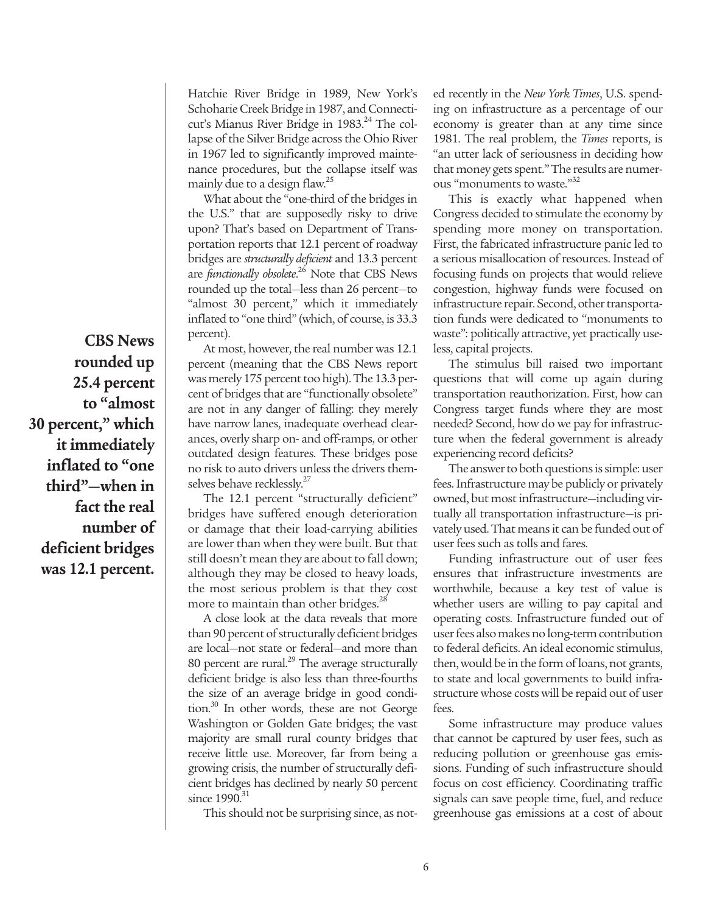Hatchie River Bridge in 1989, New York's Schoharie Creek Bridge in 1987, and Connecticut's Mianus River Bridge in 1983.[24] The collapse of the Silver Bridge across the Ohio River in 1967 led to significantly improved maintenance procedures, but the collapse itself was mainly due to a design flaw.[25]

What about the "one-third of the bridges in the U.S." that are supposedly risky to drive upon? That's based on Department of Transportation reports that 12.1 percent of roadway bridges are *structurally deficient* and 13.3 percent are *functionally obsolete*.[26] Note that CBS News rounded up the total—less than 26 percent—to "almost 30 percent," which it immediately inflated to "one third" (which, of course, is 33.3 percent).

**CBS News rounded up 25.4 percent to "almost 30 percent," which it immediately inflated to "one third"—when in fact the real number of deficient bridges was 12.1 percent.**

At most, however, the real number was 12.1 percent (meaning that the CBS News report was merely 175 percent too high). The 13.3 percent of bridges that are "functionally obsolete" are not in any danger of falling: they merely have narrow lanes, inadequate overhead clearances, overly sharp on- and off-ramps, or other outdated design features. These bridges pose no risk to auto drivers unless the drivers themselves behave recklessly.[27]

The 12.1 percent "structurally deficient" bridges have suffered enough deterioration or damage that their load-carrying abilities are lower than when they were built. But that still doesn't mean they are about to fall down; although they may be closed to heavy loads, the most serious problem is that they cost more to maintain than other bridges.[28]

A close look at the data reveals that more than 90 percent of structurally deficient bridges are local—not state or federal—and more than 80 percent are rural.[29] The average structurally deficient bridge is also less than three-fourths the size of an average bridge in good condition.[30] In other words, these are not George Washington or Golden Gate bridges; the vast majority are small rural county bridges that receive little use. Moreover, far from being a growing crisis, the number of structurally deficient bridges has declined by nearly 50 percent since 1990.[31]

This should not be surprising since, as noted recently in the *New York Times*, U.S. spending on infrastructure as a percentage of our economy is greater than at any time since 1981. The real problem, the *Times* reports, is "an utter lack of seriousness in deciding how that money gets spent." The results are numerous "monuments to waste."[32]

This is exactly what happened when Congress decided to stimulate the economy by spending more money on transportation. First, the fabricated infrastructure panic led to a serious misallocation of resources. Instead of focusing funds on projects that would relieve congestion, highway funds were focused on infrastructure repair. Second, other transportation funds were dedicated to "monuments to waste": politically attractive, yet practically useless, capital projects.

The stimulus bill raised two important questions that will come up again during transportation reauthorization. First, how can Congress target funds where they are most needed? Second, how do we pay for infrastructure when the federal government is already experiencing record deficits?

The answer to both questions is simple: user fees. Infrastructure may be publicly or privately owned, but most infrastructure—including virtually all transportation infrastructure—is privately used. That means it can be funded out of user fees such as tolls and fares.

Funding infrastructure out of user fees ensures that infrastructure investments are worthwhile, because a key test of value is whether users are willing to pay capital and operating costs. Infrastructure funded out of user fees also makes no long-term contribution to federal deficits. An ideal economic stimulus, then, would be in the form of loans, not grants, to state and local governments to build infrastructure whose costs will be repaid out of user fees.

Some infrastructure may produce values that cannot be captured by user fees, such as reducing pollution or greenhouse gas emissions. Funding of such infrastructure should focus on cost efficiency. Coordinating traffic signals can save people time, fuel, and reduce greenhouse gas emissions at a cost of about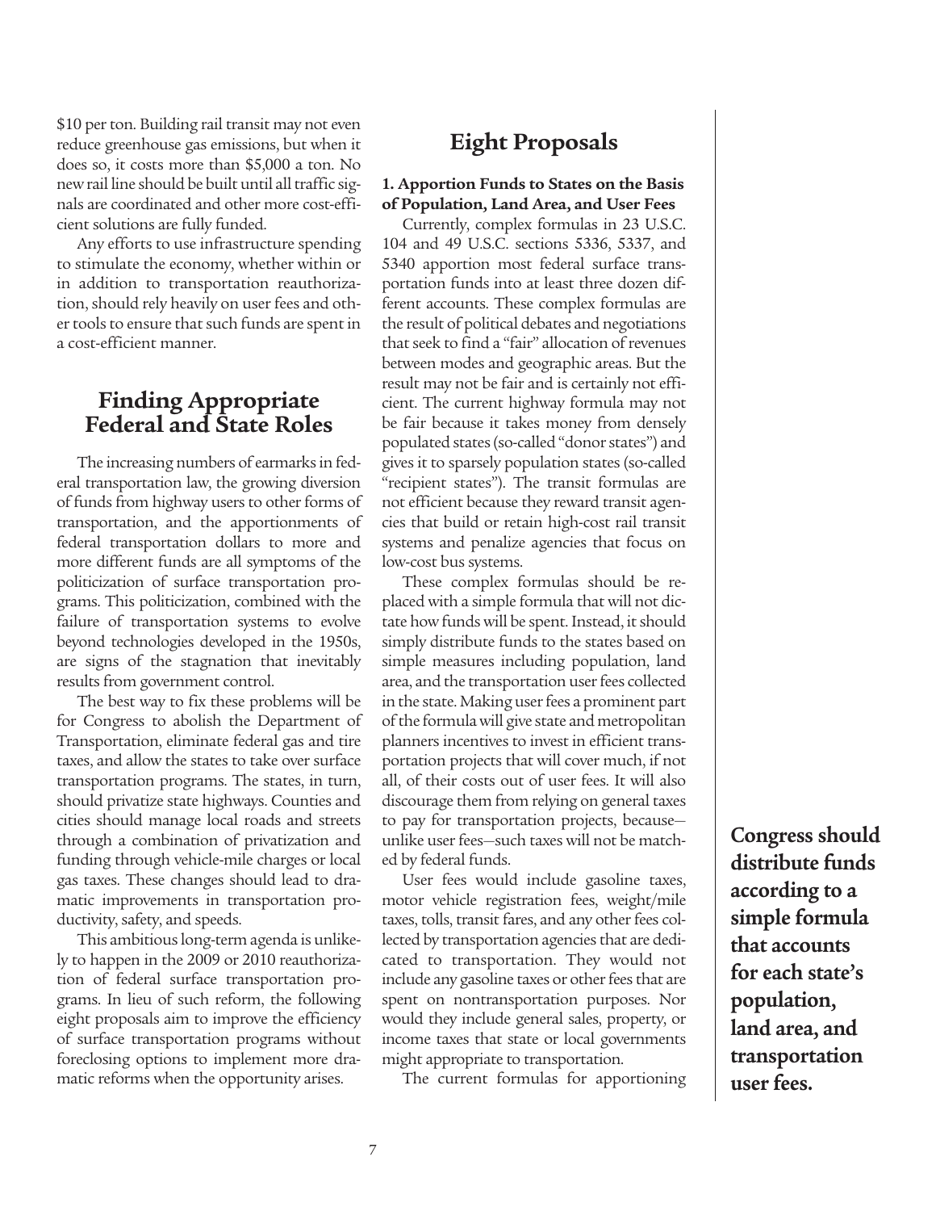$10 per ton. Building rail transit may not even reduce greenhouse gas emissions, but when it does so, it costs more than $5,000 a ton. No new rail line should be built until all traffic signals are coordinated and other more cost-efficient solutions are fully funded.

Any efforts to use infrastructure spending to stimulate the economy, whether within or in addition to transportation reauthorization, should rely heavily on user fees and other tools to ensure that such funds are spent in a cost-efficient manner.

## Finding Appropriate Federal and State Roles

The increasing numbers of earmarks in federal transportation law, the growing diversion of funds from highway users to other forms of transportation, and the apportionments of federal transportation dollars to more and more different funds are all symptoms of the politicization of surface transportation programs. This politicization, combined with the failure of transportation systems to evolve beyond technologies developed in the 1950s, are signs of the stagnation that inevitably results from government control.

The best way to fix these problems will be for Congress to abolish the Department of Transportation, eliminate federal gas and tire taxes, and allow the states to take over surface transportation programs. The states, in turn, should privatize state highways. Counties and cities should manage local roads and streets through a combination of privatization and funding through vehicle-mile charges or local gas taxes. These changes should lead to dramatic improvements in transportation productivity, safety, and speeds.

This ambitious long-term agenda is unlikely to happen in the 2009 or 2010 reauthorization of federal surface transportation programs. In lieu of such reform, the following eight proposals aim to improve the efficiency of surface transportation programs without foreclosing options to implement more dramatic reforms when the opportunity arises.

## Eight Proposals

### 1. Apportion Funds to States on the Basis of Population, Land Area, and User Fees

Currently, complex formulas in 23 U.S.C. 104 and 49 U.S.C. sections 5336, 5337, and 5340 apportion most federal surface transportation funds into at least three dozen different accounts. These complex formulas are the result of political debates and negotiations that seek to find a "fair" allocation of revenues between modes and geographic areas. But the result may not be fair and is certainly not efficient. The current highway formula may not be fair because it takes money from densely populated states (so-called "donor states") and gives it to sparsely population states (so-called "recipient states"). The transit formulas are not efficient because they reward transit agencies that build or retain high-cost rail transit systems and penalize agencies that focus on low-cost bus systems.

These complex formulas should be replaced with a simple formula that will not dictate how funds will be spent. Instead, it should simply distribute funds to the states based on simple measures including population, land area, and the transportation user fees collected in the state. Making user fees a prominent part of the formula will give state and metropolitan planners incentives to invest in efficient transportation projects that will cover much, if not all, of their costs out of user fees. It will also discourage them from relying on general taxes to pay for transportation projects, because—unlike user fees—such taxes will not be matched by federal funds.

**Congress should distribute funds according to a simple formula that accounts for each state's population, land area, and transportation user fees.**

User fees would include gasoline taxes, motor vehicle registration fees, weight/mile taxes, tolls, transit fares, and any other fees collected by transportation agencies that are dedicated to transportation. They would not include any gasoline taxes or other fees that are spent on nontransportation purposes. Nor would they include general sales, property, or income taxes that state or local governments might appropriate to transportation.

The current formulas for apportioning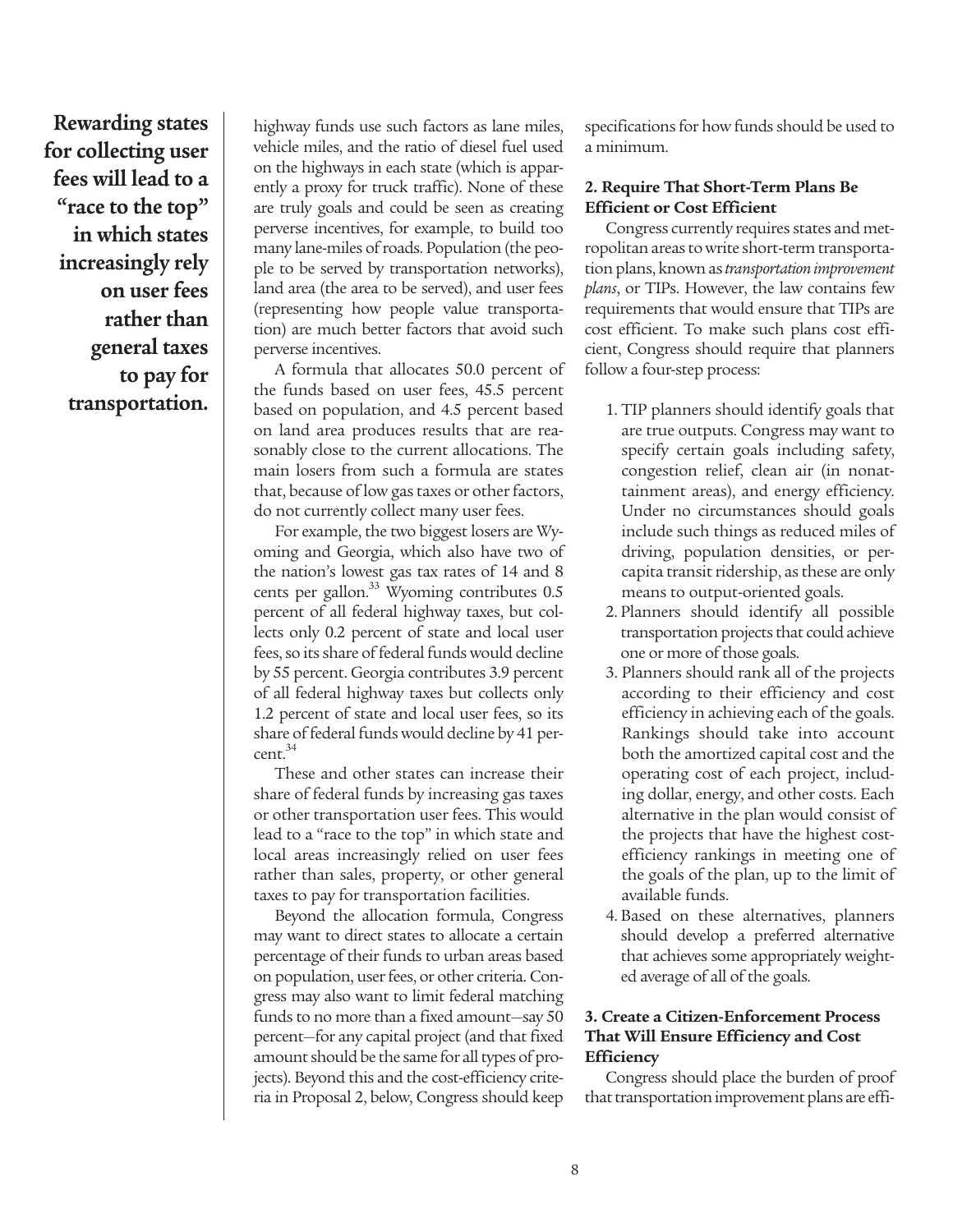**Rewarding states for collecting user fees will lead to a "race to the top" in which states increasingly rely on user fees rather than general taxes to pay for transportation.**

highway funds use such factors as lane miles, vehicle miles, and the ratio of diesel fuel used on the highways in each state (which is apparently a proxy for truck traffic). None of these are truly goals and could be seen as creating perverse incentives, for example, to build too many lane-miles of roads. Population (the people to be served by transportation networks), land area (the area to be served), and user fees (representing how people value transportation) are much better factors that avoid such perverse incentives.

A formula that allocates 50.0 percent of the funds based on user fees, 45.5 percent based on population, and 4.5 percent based on land area produces results that are reasonably close to the current allocations. The main losers from such a formula are states that, because of low gas taxes or other factors, do not currently collect many user fees.

For example, the two biggest losers are Wyoming and Georgia, which also have two of the nation's lowest gas tax rates of 14 and 8 cents per gallon.[33] Wyoming contributes 0.5 percent of all federal highway taxes, but collects only 0.2 percent of state and local user fees, so its share of federal funds would decline by 55 percent. Georgia contributes 3.9 percent of all federal highway taxes but collects only 1.2 percent of state and local user fees, so its share of federal funds would decline by 41 percent.[34]

These and other states can increase their share of federal funds by increasing gas taxes or other transportation user fees. This would lead to a "race to the top" in which state and local areas increasingly relied on user fees rather than sales, property, or other general taxes to pay for transportation facilities.

Beyond the allocation formula, Congress may want to direct states to allocate a certain percentage of their funds to urban areas based on population, user fees, or other criteria. Congress may also want to limit federal matching funds to no more than a fixed amount—say 50 percent—for any capital project (and that fixed amount should be the same for all types of projects). Beyond this and the cost-efficiency criteria in Proposal 2, below, Congress should keep specifications for how funds should be used to a minimum.

### 2. Require That Short-Term Plans Be Efficient or Cost Efficient

Congress currently requires states and metropolitan areas to write short-term transportation plans, known as *transportation improvement plans*, or TIPs. However, the law contains few requirements that would ensure that TIPs are cost efficient. To make such plans cost efficient, Congress should require that planners follow a four-step process:

1. TIP planners should identify goals that are true outputs. Congress may want to specify certain goals including safety, congestion relief, clean air (in nonattainment areas), and energy efficiency. Under no circumstances should goals include such things as reduced miles of driving, population densities, or per-capita transit ridership, as these are only means to output-oriented goals.
2. Planners should identify all possible transportation projects that could achieve one or more of those goals.
3. Planners should rank all of the projects according to their efficiency and cost efficiency in achieving each of the goals. Rankings should take into account both the amortized capital cost and the operating cost of each project, including dollar, energy, and other costs. Each alternative in the plan would consist of the projects that have the highest cost-efficiency rankings in meeting one of the goals of the plan, up to the limit of available funds.
4. Based on these alternatives, planners should develop a preferred alternative that achieves some appropriately weighted average of all of the goals.

### 3. Create a Citizen-Enforcement Process That Will Ensure Efficiency and Cost Efficiency

Congress should place the burden of proof that transportation improvement plans are effi-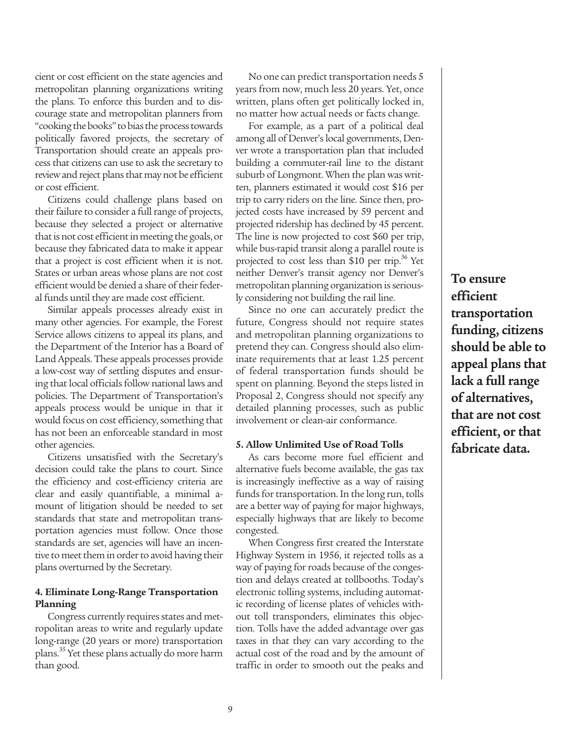cient or cost efficient on the state agencies and metropolitan planning organizations writing the plans. To enforce this burden and to discourage state and metropolitan planners from "cooking the books" to bias the process towards politically favored projects, the secretary of Transportation should create an appeals process that citizens can use to ask the secretary to review and reject plans that may not be efficient or cost efficient.

Citizens could challenge plans based on their failure to consider a full range of projects, because they selected a project or alternative that is not cost efficient in meeting the goals, or because they fabricated data to make it appear that a project is cost efficient when it is not. States or urban areas whose plans are not cost efficient would be denied a share of their federal funds until they are made cost efficient.

Similar appeals processes already exist in many other agencies. For example, the Forest Service allows citizens to appeal its plans, and the Department of the Interior has a Board of Land Appeals. These appeals processes provide a low-cost way of settling disputes and ensuring that local officials follow national laws and policies. The Department of Transportation's appeals process would be unique in that it would focus on cost efficiency, something that has not been an enforceable standard in most other agencies.

Citizens unsatisfied with the Secretary's decision could take the plans to court. Since the efficiency and cost-efficiency criteria are clear and easily quantifiable, a minimal amount of litigation should be needed to set standards that state and metropolitan transportation agencies must follow. Once those standards are set, agencies will have an incentive to meet them in order to avoid having their plans overturned by the Secretary.

#### 4. Eliminate Long-Range Transportation Planning

Congress currently requires states and metropolitan areas to write and regularly update long-range (20 years or more) transportation plans.[35] Yet these plans actually do more harm than good.

No one can predict transportation needs 5 years from now, much less 20 years. Yet, once written, plans often get politically locked in, no matter how actual needs or facts change.

For example, as a part of a political deal among all of Denver's local governments, Denver wrote a transportation plan that included building a commuter-rail line to the distant suburb of Longmont. When the plan was written, planners estimated it would cost $16 per trip to carry riders on the line. Since then, projected costs have increased by 59 percent and projected ridership has declined by 45 percent. The line is now projected to cost $60 per trip, while bus-rapid transit along a parallel route is projected to cost less than $10 per trip.[36] Yet neither Denver's transit agency nor Denver's metropolitan planning organization is seriously considering not building the rail line.

Since no one can accurately predict the future, Congress should not require states and metropolitan planning organizations to pretend they can. Congress should also eliminate requirements that at least 1.25 percent of federal transportation funds should be spent on planning. Beyond the steps listed in Proposal 2, Congress should not specify any detailed planning processes, such as public involvement or clean-air conformance.

#### 5. Allow Unlimited Use of Road Tolls

As cars become more fuel efficient and alternative fuels become available, the gas tax is increasingly ineffective as a way of raising funds for transportation. In the long run, tolls are a better way of paying for major highways, especially highways that are likely to become congested.

When Congress first created the Interstate Highway System in 1956, it rejected tolls as a way of paying for roads because of the congestion and delays created at tollbooths. Today's electronic tolling systems, including automatic recording of license plates of vehicles without toll transponders, eliminates this objection. Tolls have the added advantage over gas taxes in that they can vary according to the actual cost of the road and by the amount of traffic in order to smooth out the peaks and

**To ensure efficient transportation funding, citizens should be able to appeal plans that lack a full range of alternatives, that are not cost efficient, or that fabricate data.**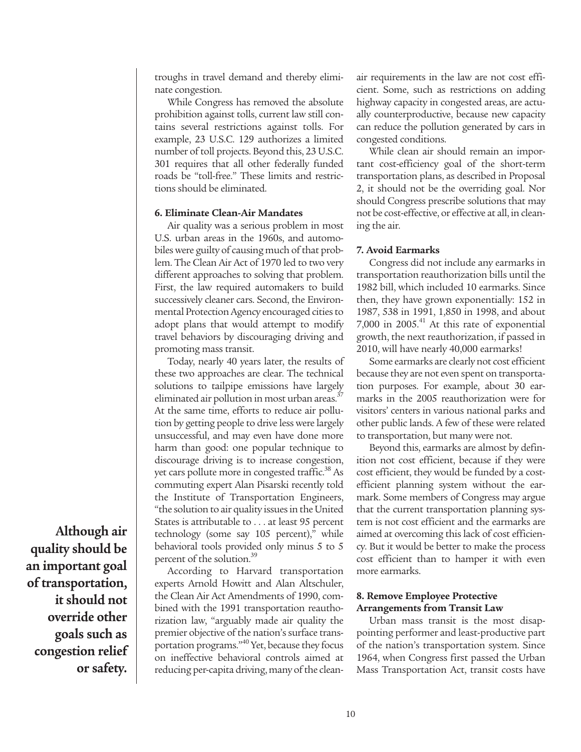troughs in travel demand and thereby eliminate congestion.

While Congress has removed the absolute prohibition against tolls, current law still contains several restrictions against tolls. For example, 23 U.S.C. 129 authorizes a limited number of toll projects. Beyond this, 23 U.S.C. 301 requires that all other federally funded roads be "toll-free." These limits and restrictions should be eliminated.

**6. Eliminate Clean-Air Mandates**

Air quality was a serious problem in most U.S. urban areas in the 1960s, and automobiles were guilty of causing much of that problem. The Clean Air Act of 1970 led to two very different approaches to solving that problem. First, the law required automakers to build successively cleaner cars. Second, the Environmental Protection Agency encouraged cities to adopt plans that would attempt to modify travel behaviors by discouraging driving and promoting mass transit.

Today, nearly 40 years later, the results of these two approaches are clear. The technical solutions to tailpipe emissions have largely eliminated air pollution in most urban areas.[37] At the same time, efforts to reduce air pollution by getting people to drive less were largely unsuccessful, and may even have done more harm than good: one popular technique to discourage driving is to increase congestion, yet cars pollute more in congested traffic.[38] As commuting expert Alan Pisarski recently told the Institute of Transportation Engineers, "the solution to air quality issues in the United States is attributable to . . . at least 95 percent technology (some say 105 percent)," while behavioral tools provided only minus 5 to 5 percent of the solution.[39]

**Although air quality should be an important goal of transportation, it should not override other goals such as congestion relief or safety.**

According to Harvard transportation experts Arnold Howitt and Alan Altschuler, the Clean Air Act Amendments of 1990, combined with the 1991 transportation reauthorization law, "arguably made air quality the premier objective of the nation's surface transportation programs."[40] Yet, because they focus on ineffective behavioral controls aimed at reducing per-capita driving, many of the clean-air requirements in the law are not cost efficient. Some, such as restrictions on adding highway capacity in congested areas, are actually counterproductive, because new capacity can reduce the pollution generated by cars in congested conditions.

While clean air should remain an important cost-efficiency goal of the short-term transportation plans, as described in Proposal 2, it should not be the overriding goal. Nor should Congress prescribe solutions that may not be cost-effective, or effective at all, in cleaning the air.

**7. Avoid Earmarks**

Congress did not include any earmarks in transportation reauthorization bills until the 1982 bill, which included 10 earmarks. Since then, they have grown exponentially: 152 in 1987, 538 in 1991, 1,850 in 1998, and about 7,000 in 2005.[41] At this rate of exponential growth, the next reauthorization, if passed in 2010, will have nearly 40,000 earmarks!

Some earmarks are clearly not cost efficient because they are not even spent on transportation purposes. For example, about 30 earmarks in the 2005 reauthorization were for visitors' centers in various national parks and other public lands. A few of these were related to transportation, but many were not.

Beyond this, earmarks are almost by definition not cost efficient, because if they were cost efficient, they would be funded by a cost-efficient planning system without the earmark. Some members of Congress may argue that the current transportation planning system is not cost efficient and the earmarks are aimed at overcoming this lack of cost efficiency. But it would be better to make the process cost efficient than to hamper it with even more earmarks.

**8. Remove Employee Protective Arrangements from Transit Law**

Urban mass transit is the most disappointing performer and least-productive part of the nation's transportation system. Since 1964, when Congress first passed the Urban Mass Transportation Act, transit costs have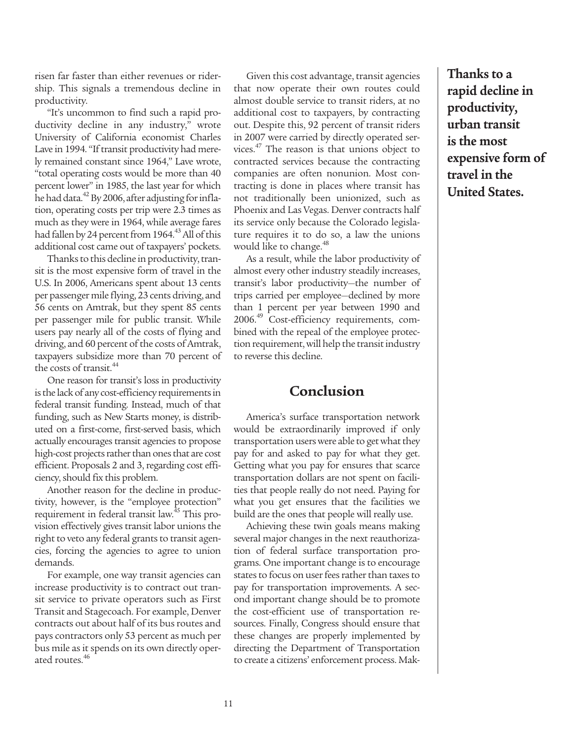risen far faster than either revenues or ridership. This signals a tremendous decline in productivity.

"It's uncommon to find such a rapid productivity decline in any industry," wrote University of California economist Charles Lave in 1994. "If transit productivity had merely remained constant since 1964," Lave wrote, "total operating costs would be more than 40 percent lower" in 1985, the last year for which he had data.[42] By 2006, after adjusting for inflation, operating costs per trip were 2.3 times as much as they were in 1964, while average fares had fallen by 24 percent from 1964.[43] All of this additional cost came out of taxpayers' pockets.

Thanks to this decline in productivity, transit is the most expensive form of travel in the U.S. In 2006, Americans spent about 13 cents per passenger mile flying, 23 cents driving, and 56 cents on Amtrak, but they spent 85 cents per passenger mile for public transit. While users pay nearly all of the costs of flying and driving, and 60 percent of the costs of Amtrak, taxpayers subsidize more than 70 percent of the costs of transit.[44]

One reason for transit's loss in productivity is the lack of any cost-efficiency requirements in federal transit funding. Instead, much of that funding, such as New Starts money, is distributed on a first-come, first-served basis, which actually encourages transit agencies to propose high-cost projects rather than ones that are cost efficient. Proposals 2 and 3, regarding cost efficiency, should fix this problem.

Another reason for the decline in productivity, however, is the "employee protection" requirement in federal transit law.[45] This provision effectively gives transit labor unions the right to veto any federal grants to transit agencies, forcing the agencies to agree to union demands.

For example, one way transit agencies can increase productivity is to contract out transit service to private operators such as First Transit and Stagecoach. For example, Denver contracts out about half of its bus routes and pays contractors only 53 percent as much per bus mile as it spends on its own directly operated routes.[46]

Given this cost advantage, transit agencies that now operate their own routes could almost double service to transit riders, at no additional cost to taxpayers, by contracting out. Despite this, 92 percent of transit riders in 2007 were carried by directly operated services.[47] The reason is that unions object to contracted services because the contracting companies are often nonunion. Most contracting is done in places where transit has not traditionally been unionized, such as Phoenix and Las Vegas. Denver contracts half its service only because the Colorado legislature requires it to do so, a law the unions would like to change.[48]

As a result, while the labor productivity of almost every other industry steadily increases, transit's labor productivity—the number of trips carried per employee—declined by more than 1 percent per year between 1990 and 2006.[49] Cost-efficiency requirements, combined with the repeal of the employee protection requirement, will help the transit industry to reverse this decline.

**Thanks to a rapid decline in productivity, urban transit is the most expensive form of travel in the United States.**

## Conclusion

America's surface transportation network would be extraordinarily improved if only transportation users were able to get what they pay for and asked to pay for what they get. Getting what you pay for ensures that scarce transportation dollars are not spent on facilities that people really do not need. Paying for what you get ensures that the facilities we build are the ones that people will really use.

Achieving these twin goals means making several major changes in the next reauthorization of federal surface transportation programs. One important change is to encourage states to focus on user fees rather than taxes to pay for transportation improvements. A second important change should be to promote the cost-efficient use of transportation resources. Finally, Congress should ensure that these changes are properly implemented by directing the Department of Transportation to create a citizens' enforcement process. Mak-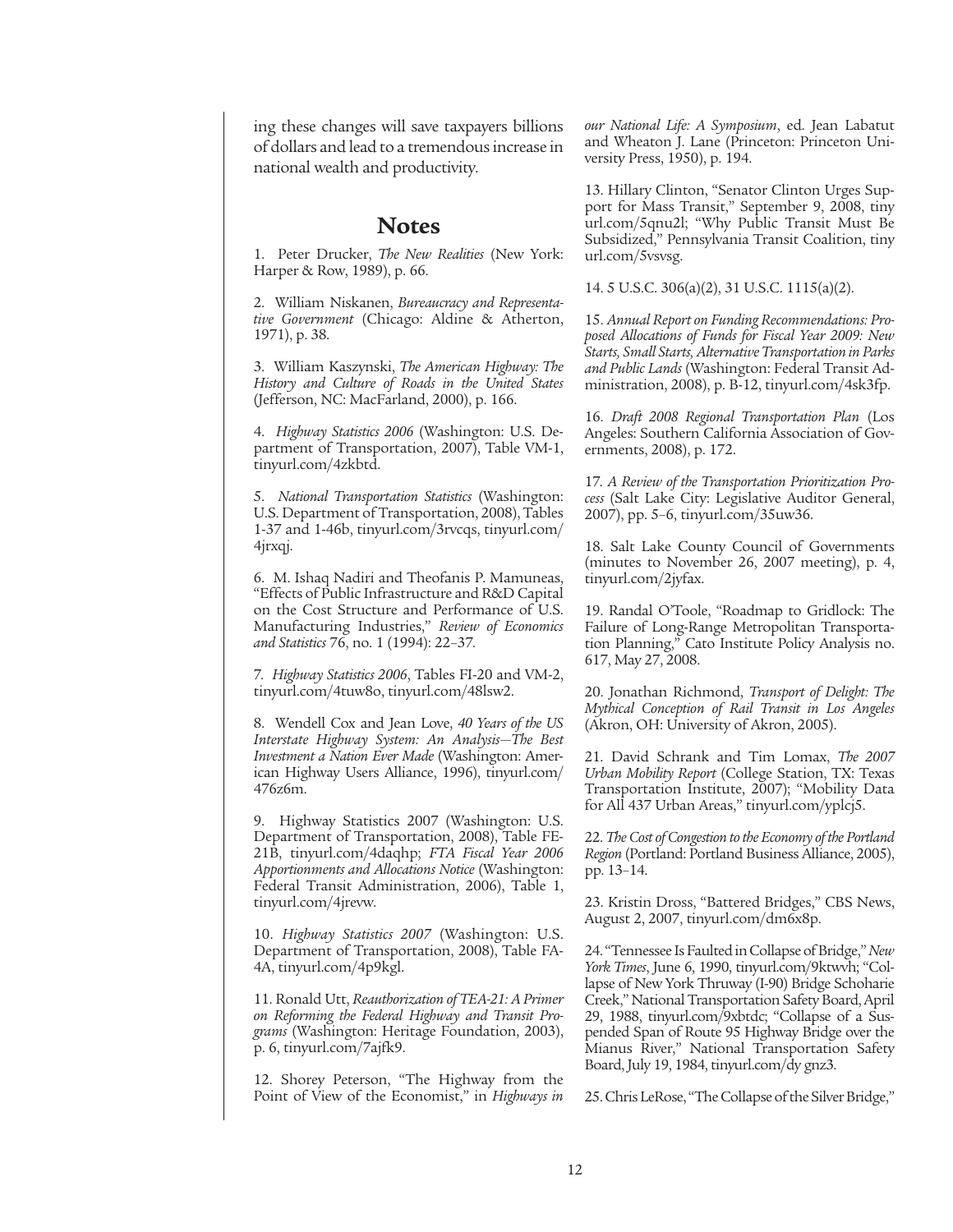ing these changes will save taxpayers billions of dollars and lead to a tremendous increase in national wealth and productivity.

## Notes

1. Peter Drucker, *The New Realities* (New York: Harper & Row, 1989), p. 66.

2. William Niskanen, *Bureaucracy and Representative Government* (Chicago: Aldine & Atherton, 1971), p. 38.

3. William Kaszynski, *The American Highway: The History and Culture of Roads in the United States* (Jefferson, NC: MacFarland, 2000), p. 166.

4. *Highway Statistics 2006* (Washington: U.S. Department of Transportation, 2007), Table VM-1, tinyurl.com/4zkbtd.

5. *National Transportation Statistics* (Washington: U.S. Department of Transportation, 2008), Tables 1-37 and 1-46b, tinyurl.com/3rvcqs, tinyurl.com/4jrxqj.

6. M. Ishaq Nadiri and Theofanis P. Mamuneas, "Effects of Public Infrastructure and R&D Capital on the Cost Structure and Performance of U.S. Manufacturing Industries," *Review of Economics and Statistics* 76, no. 1 (1994): 22–37.

7. *Highway Statistics 2006*, Tables FI-20 and VM-2, tinyurl.com/4tuw8o, tinyurl.com/48lsw2.

8. Wendell Cox and Jean Love, *40 Years of the US Interstate Highway System: An Analysis—The Best Investment a Nation Ever Made* (Washington: American Highway Users Alliance, 1996), tinyurl.com/476z6m.

9. Highway Statistics 2007 (Washington: U.S. Department of Transportation, 2008), Table FE-21B, tinyurl.com/4daqhp; *FTA Fiscal Year 2006 Apportionments and Allocations Notice* (Washington: Federal Transit Administration, 2006), Table 1, tinyurl.com/4jrevw.

10. *Highway Statistics 2007* (Washington: U.S. Department of Transportation, 2008), Table FA-4A, tinyurl.com/4p9kgl.

11. Ronald Utt, *Reauthorization of TEA-21: A Primer on Reforming the Federal Highway and Transit Programs* (Washington: Heritage Foundation, 2003), p. 6, tinyurl.com/7ajfk9.

12. Shorey Peterson, "The Highway from the Point of View of the Economist," in *Highways in our National Life: A Symposium*, ed. Jean Labatut and Wheaton J. Lane (Princeton: Princeton University Press, 1950), p. 194.

13. Hillary Clinton, "Senator Clinton Urges Support for Mass Transit," September 9, 2008, tinyurl.com/5qnu2l; "Why Public Transit Must Be Subsidized," Pennsylvania Transit Coalition, tinyurl.com/5vsvsg.

14. 5 U.S.C. 306(a)(2), 31 U.S.C. 1115(a)(2).

15. *Annual Report on Funding Recommendations: Proposed Allocations of Funds for Fiscal Year 2009: New Starts, Small Starts, Alternative Transportation in Parks and Public Lands* (Washington: Federal Transit Administration, 2008), p. B-12, tinyurl.com/4sk3fp.

16. *Draft 2008 Regional Transportation Plan* (Los Angeles: Southern California Association of Governments, 2008), p. 172.

17. *A Review of the Transportation Prioritization Process* (Salt Lake City: Legislative Auditor General, 2007), pp. 5–6, tinyurl.com/35uw36.

18. Salt Lake County Council of Governments (minutes to November 26, 2007 meeting), p. 4, tinyurl.com/2jyfax.

19. Randal O'Toole, "Roadmap to Gridlock: The Failure of Long-Range Metropolitan Transportation Planning," Cato Institute Policy Analysis no. 617, May 27, 2008.

20. Jonathan Richmond, *Transport of Delight: The Mythical Conception of Rail Transit in Los Angeles* (Akron, OH: University of Akron, 2005).

21. David Schrank and Tim Lomax, *The 2007 Urban Mobility Report* (College Station, TX: Texas Transportation Institute, 2007); "Mobility Data for All 437 Urban Areas," tinyurl.com/yplcj5.

22. *The Cost of Congestion to the Economy of the Portland Region* (Portland: Portland Business Alliance, 2005), pp. 13–14.

23. Kristin Dross, "Battered Bridges," CBS News, August 2, 2007, tinyurl.com/dm6x8p.

24. "Tennessee Is Faulted in Collapse of Bridge," *New York Times*, June 6, 1990, tinyurl.com/9ktwvh; "Collapse of New York Thruway (I-90) Bridge Schoharie Creek," National Transportation Safety Board, April 29, 1988, tinyurl.com/9xbtdc; "Collapse of a Suspended Span of Route 95 Highway Bridge over the Mianus River," National Transportation Safety Board, July 19, 1984, tinyurl.com/dy gnz3.

25. Chris LeRose, "The Collapse of the Silver Bridge,"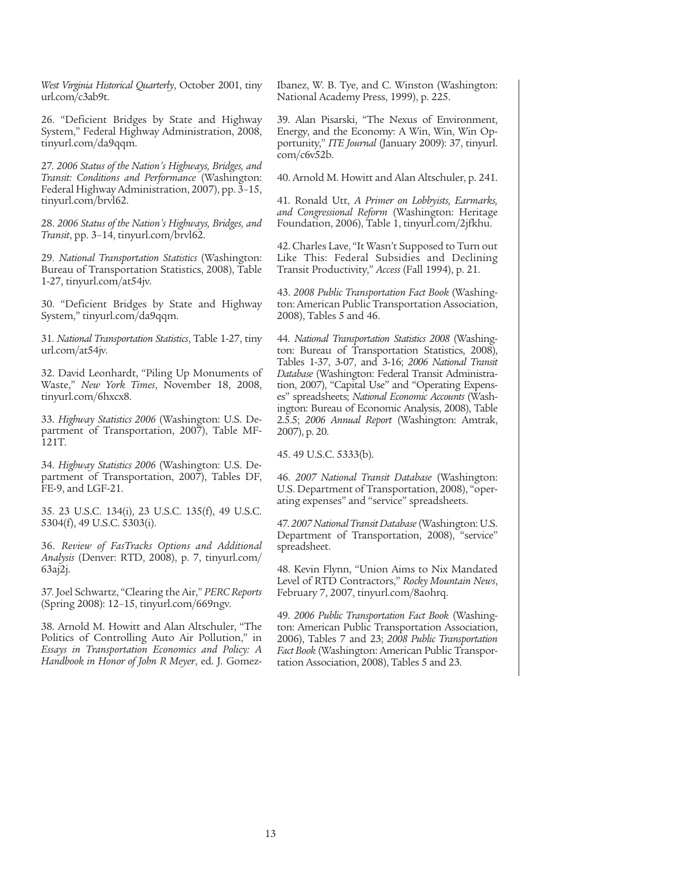*West Virginia Historical Quarterly*, October 2001, tinyurl.com/c3ab9t.

26. "Deficient Bridges by State and Highway System," Federal Highway Administration, 2008, tinyurl.com/da9qqm.

27. *2006 Status of the Nation's Highways, Bridges, and Transit: Conditions and Performance* (Washington: Federal Highway Administration, 2007), pp. 3–15, tinyurl.com/brvl62.

28. *2006 Status of the Nation's Highways, Bridges, and Transit*, pp. 3–14, tinyurl.com/brvl62.

29. *National Transportation Statistics* (Washington: Bureau of Transportation Statistics, 2008), Table 1-27, tinyurl.com/at54jv.

30. "Deficient Bridges by State and Highway System," tinyurl.com/da9qqm.

31. *National Transportation Statistics*, Table 1-27, tinyurl.com/at54jv.

32. David Leonhardt, "Piling Up Monuments of Waste," *New York Times*, November 18, 2008, tinyurl.com/6hxcx8.

33. *Highway Statistics 2006* (Washington: U.S. Department of Transportation, 2007), Table MF-121T.

34. *Highway Statistics 2006* (Washington: U.S. Department of Transportation, 2007), Tables DF, FE-9, and LGF-21.

35. 23 U.S.C. 134(i), 23 U.S.C. 135(f), 49 U.S.C. 5304(f), 49 U.S.C. 5303(i).

36. *Review of FasTracks Options and Additional Analysis* (Denver: RTD, 2008), p. 7, tinyurl.com/63aj2j.

37. Joel Schwartz, "Clearing the Air," *PERC Reports* (Spring 2008): 12–15, tinyurl.com/669ngv.

38. Arnold M. Howitt and Alan Altschuler, "The Politics of Controlling Auto Air Pollution," in *Essays in Transportation Economics and Policy: A Handbook in Honor of John R Meyer*, ed. J. Gomez-Ibanez, W. B. Tye, and C. Winston (Washington: National Academy Press, 1999), p. 225.

39. Alan Pisarski, "The Nexus of Environment, Energy, and the Economy: A Win, Win, Win Opportunity," *ITE Journal* (January 2009): 37, tinyurl.com/c6v52b.

40. Arnold M. Howitt and Alan Altschuler, p. 241.

41. Ronald Utt, *A Primer on Lobbyists, Earmarks, and Congressional Reform* (Washington: Heritage Foundation, 2006), Table 1, tinyurl.com/2jfkhu.

42. Charles Lave, "It Wasn't Supposed to Turn out Like This: Federal Subsidies and Declining Transit Productivity," *Access* (Fall 1994), p. 21.

43. *2008 Public Transportation Fact Book* (Washington: American Public Transportation Association, 2008), Tables 5 and 46.

44. *National Transportation Statistics 2008* (Washington: Bureau of Transportation Statistics, 2008), Tables 1-37, 3-07, and 3-16; *2006 National Transit Database* (Washington: Federal Transit Administration, 2007), "Capital Use" and "Operating Expenses" spreadsheets; *National Economic Accounts* (Washington: Bureau of Economic Analysis, 2008), Table 2.5.5; *2006 Annual Report* (Washington: Amtrak, 2007), p. 20.

45. 49 U.S.C. 5333(b).

46. *2007 National Transit Database* (Washington: U.S. Department of Transportation, 2008), "operating expenses" and "service" spreadsheets.

47. *2007 National Transit Database* (Washington: U.S. Department of Transportation, 2008), "service" spreadsheet.

48. Kevin Flynn, "Union Aims to Nix Mandated Level of RTD Contractors," *Rocky Mountain News*, February 7, 2007, tinyurl.com/8aohrq.

49. *2006 Public Transportation Fact Book* (Washington: American Public Transportation Association, 2006), Tables 7 and 23; *2008 Public Transportation Fact Book* (Washington: American Public Transportation Association, 2008), Tables 5 and 23.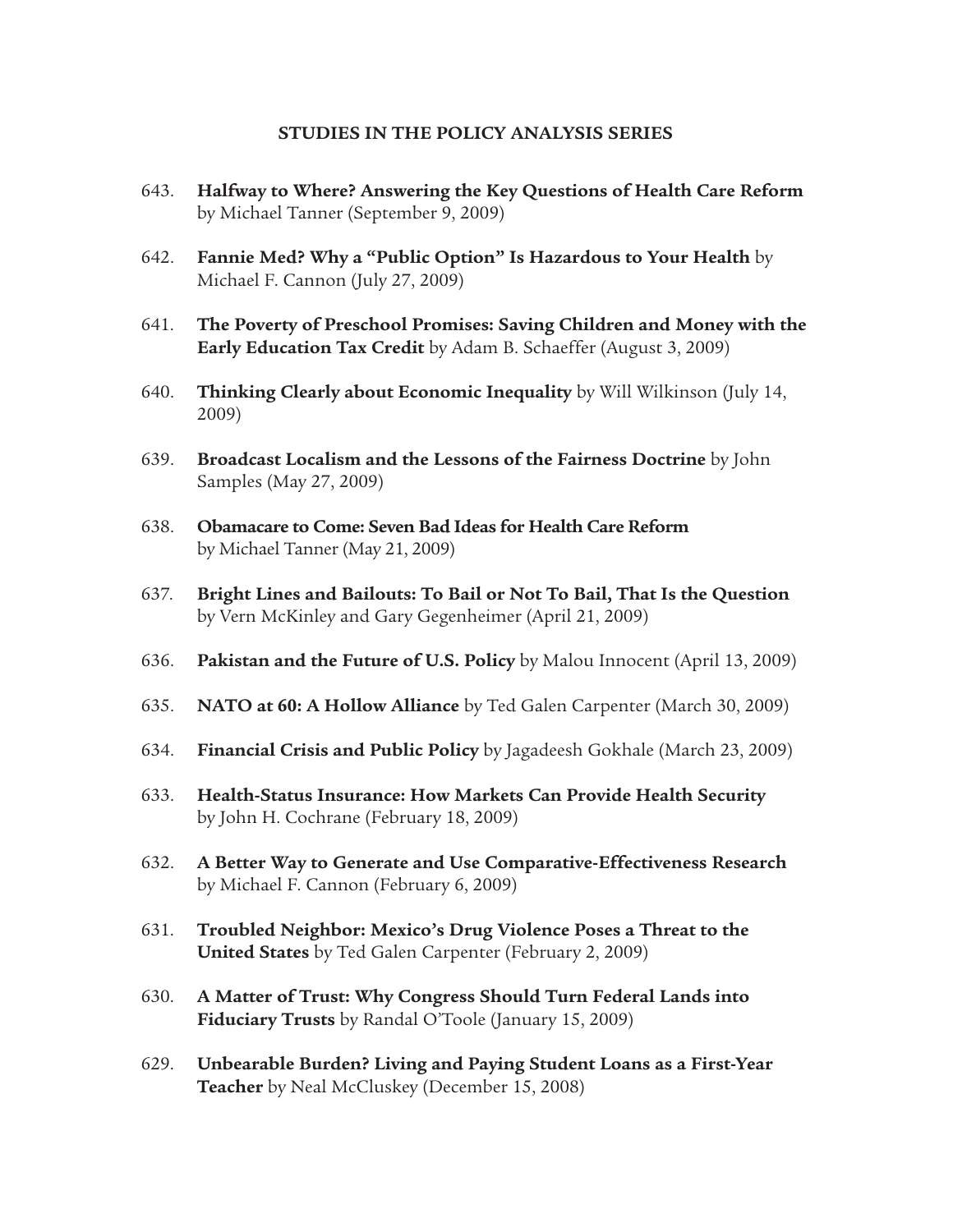## STUDIES IN THE POLICY ANALYSIS SERIES

643. **Halfway to Where? Answering the Key Questions of Health Care Reform** by Michael Tanner (September 9, 2009)

642. **Fannie Med? Why a "Public Option" Is Hazardous to Your Health** by Michael F. Cannon (July 27, 2009)

641. **The Poverty of Preschool Promises: Saving Children and Money with the Early Education Tax Credit** by Adam B. Schaeffer (August 3, 2009)

640. **Thinking Clearly about Economic Inequality** by Will Wilkinson (July 14, 2009)

639. **Broadcast Localism and the Lessons of the Fairness Doctrine** by John Samples (May 27, 2009)

638. **Obamacare to Come: Seven Bad Ideas for Health Care Reform** by Michael Tanner (May 21, 2009)

637. **Bright Lines and Bailouts: To Bail or Not To Bail, That Is the Question** by Vern McKinley and Gary Gegenheimer (April 21, 2009)

636. **Pakistan and the Future of U.S. Policy** by Malou Innocent (April 13, 2009)

635. **NATO at 60: A Hollow Alliance** by Ted Galen Carpenter (March 30, 2009)

634. **Financial Crisis and Public Policy** by Jagadeesh Gokhale (March 23, 2009)

633. **Health-Status Insurance: How Markets Can Provide Health Security** by John H. Cochrane (February 18, 2009)

632. **A Better Way to Generate and Use Comparative-Effectiveness Research** by Michael F. Cannon (February 6, 2009)

631. **Troubled Neighbor: Mexico's Drug Violence Poses a Threat to the United States** by Ted Galen Carpenter (February 2, 2009)

630. **A Matter of Trust: Why Congress Should Turn Federal Lands into Fiduciary Trusts** by Randal O'Toole (January 15, 2009)

629. **Unbearable Burden? Living and Paying Student Loans as a First-Year Teacher** by Neal McCluskey (December 15, 2008)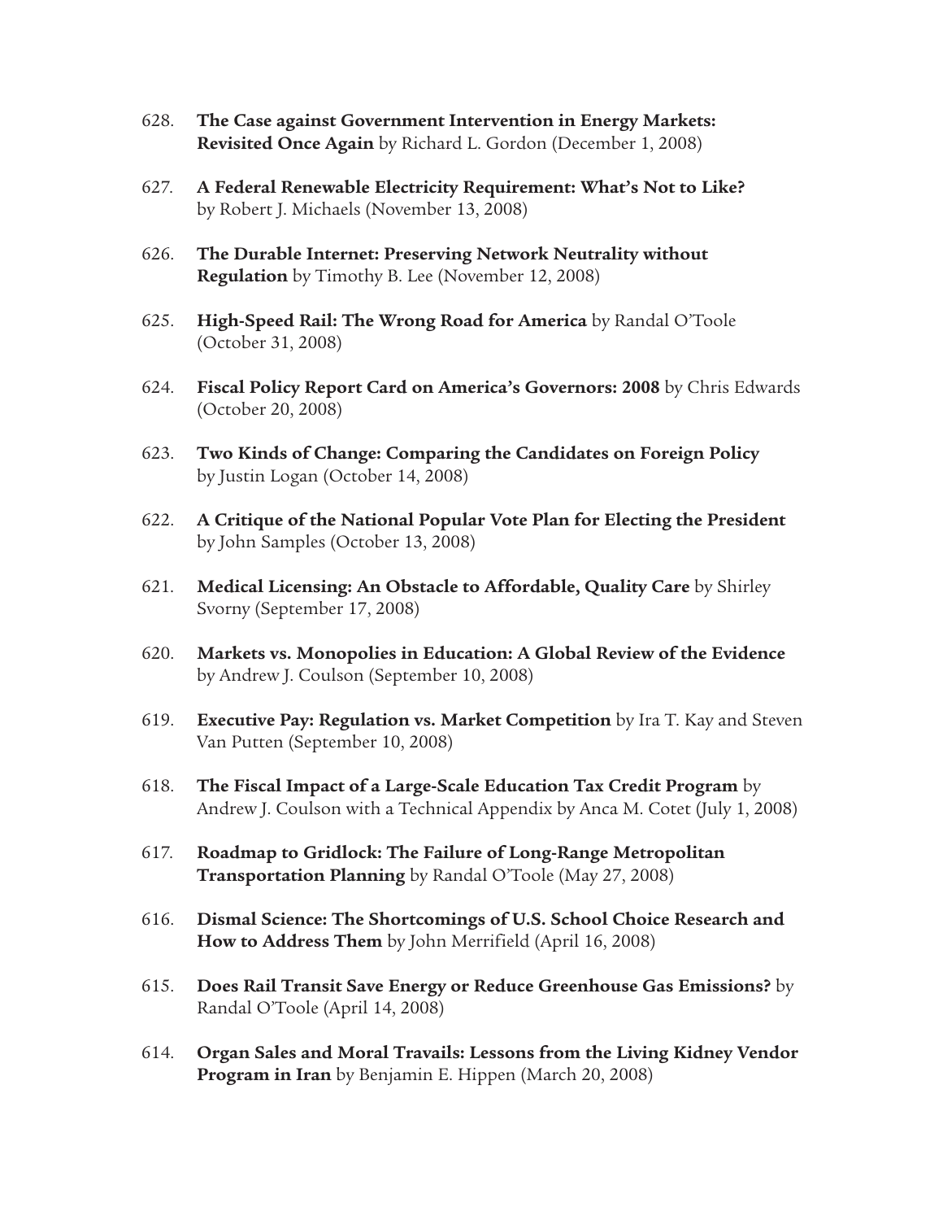628. **The Case against Government Intervention in Energy Markets: Revisited Once Again** by Richard L. Gordon (December 1, 2008)

627. **A Federal Renewable Electricity Requirement: What's Not to Like?** by Robert J. Michaels (November 13, 2008)

626. **The Durable Internet: Preserving Network Neutrality without Regulation** by Timothy B. Lee (November 12, 2008)

625. **High-Speed Rail: The Wrong Road for America** by Randal O'Toole (October 31, 2008)

624. **Fiscal Policy Report Card on America's Governors: 2008** by Chris Edwards (October 20, 2008)

623. **Two Kinds of Change: Comparing the Candidates on Foreign Policy** by Justin Logan (October 14, 2008)

622. **A Critique of the National Popular Vote Plan for Electing the President** by John Samples (October 13, 2008)

621. **Medical Licensing: An Obstacle to Affordable, Quality Care** by Shirley Svorny (September 17, 2008)

620. **Markets vs. Monopolies in Education: A Global Review of the Evidence** by Andrew J. Coulson (September 10, 2008)

619. **Executive Pay: Regulation vs. Market Competition** by Ira T. Kay and Steven Van Putten (September 10, 2008)

618. **The Fiscal Impact of a Large-Scale Education Tax Credit Program** by Andrew J. Coulson with a Technical Appendix by Anca M. Cotet (July 1, 2008)

617. **Roadmap to Gridlock: The Failure of Long-Range Metropolitan Transportation Planning** by Randal O'Toole (May 27, 2008)

616. **Dismal Science: The Shortcomings of U.S. School Choice Research and How to Address Them** by John Merrifield (April 16, 2008)

615. **Does Rail Transit Save Energy or Reduce Greenhouse Gas Emissions?** by Randal O'Toole (April 14, 2008)

614. **Organ Sales and Moral Travails: Lessons from the Living Kidney Vendor Program in Iran** by Benjamin E. Hippen (March 20, 2008)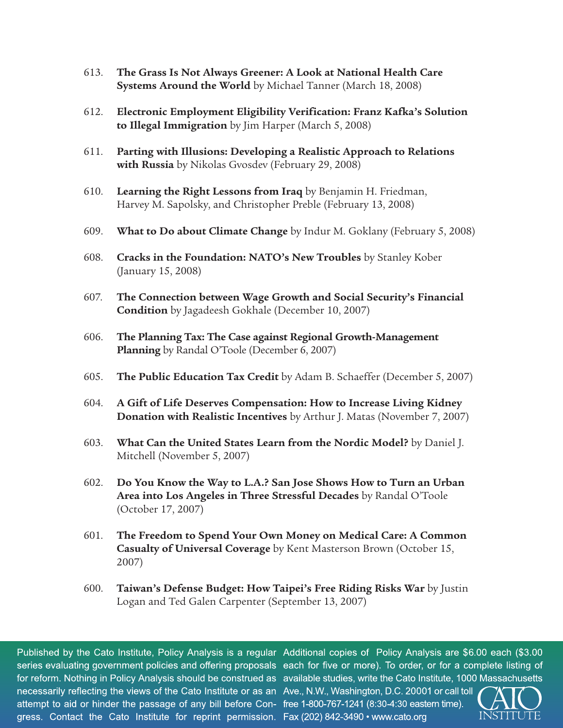613. **The Grass Is Not Always Greener: A Look at National Health Care Systems Around the World** by Michael Tanner (March 18, 2008)

612. **Electronic Employment Eligibility Verification: Franz Kafka's Solution to Illegal Immigration** by Jim Harper (March 5, 2008)

611. **Parting with Illusions: Developing a Realistic Approach to Relations with Russia** by Nikolas Gvosdev (February 29, 2008)

610. **Learning the Right Lessons from Iraq** by Benjamin H. Friedman, Harvey M. Sapolsky, and Christopher Preble (February 13, 2008)

609. **What to Do about Climate Change** by Indur M. Goklany (February 5, 2008)

608. **Cracks in the Foundation: NATO's New Troubles** by Stanley Kober (January 15, 2008)

607. **The Connection between Wage Growth and Social Security's Financial Condition** by Jagadeesh Gokhale (December 10, 2007)

606. **The Planning Tax: The Case against Regional Growth-Management Planning** by Randal O'Toole (December 6, 2007)

605. **The Public Education Tax Credit** by Adam B. Schaeffer (December 5, 2007)

604. **A Gift of Life Deserves Compensation: How to Increase Living Kidney Donation with Realistic Incentives** by Arthur J. Matas (November 7, 2007)

603. **What Can the United States Learn from the Nordic Model?** by Daniel J. Mitchell (November 5, 2007)

602. **Do You Know the Way to L.A.? San Jose Shows How to Turn an Urban Area into Los Angeles in Three Stressful Decades** by Randal O'Toole (October 17, 2007)

601. **The Freedom to Spend Your Own Money on Medical Care: A Common Casualty of Universal Coverage** by Kent Masterson Brown (October 15, 2007)

600. **Taiwan's Defense Budget: How Taipei's Free Riding Risks War** by Justin Logan and Ted Galen Carpenter (September 13, 2007)

Published by the Cato Institute, Policy Analysis is a regular series evaluating government policies and offering proposals for reform. Nothing in Policy Analysis should be construed as necessarily reflecting the views of the Cato Institute or as an attempt to aid or hinder the passage of any bill before Congress. Contact the Cato Institute for reprint permission.

Additional copies of Policy Analysis are $6.00 each ($3.00 each for five or more). To order, or for a complete listing of available studies, write the Cato Institute, 1000 Massachusetts Ave., N.W., Washington, D.C. 20001 or call toll free 1-800-767-1241 (8:30-4:30 eastern time). Fax (202) 842-3490 • www.cato.org

CATO INSTITUTE